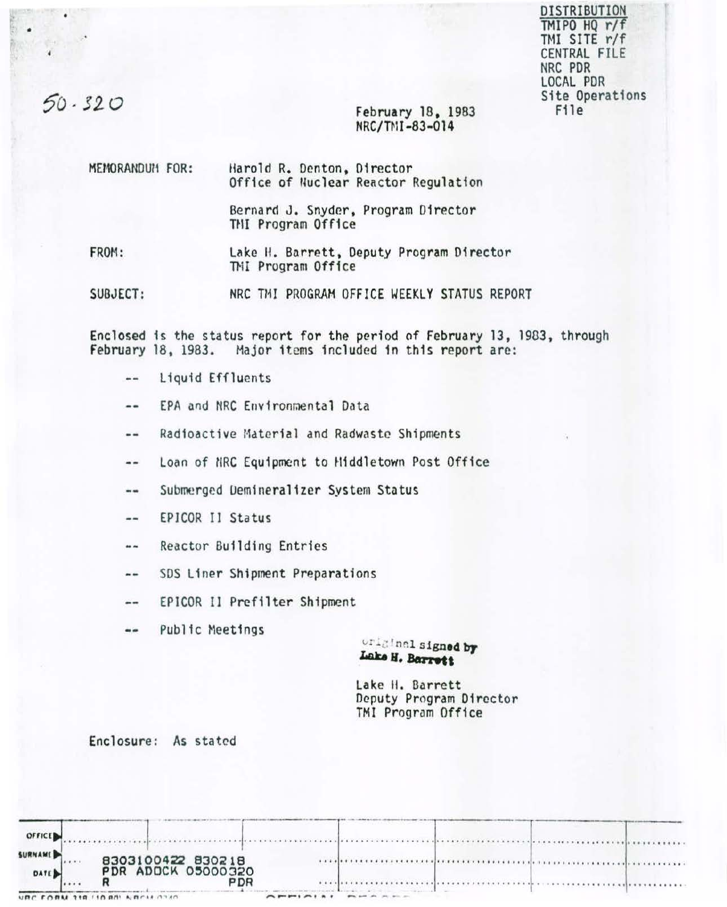DISTRIBUTION
TMIPO HQ r/f
TMI SITE r/f
CENTRAL FILE
NRC PDR
LOCAL PDR
Site Operations File

50-320

February 18, 1983
NRC/TMI-83-014

MEMORANDUM FOR: Harold R. Denton, Director
Office of Nuclear Reactor Regulation

Bernard J. Snyder, Program Director
TMI Program Office

FROM: Lake H. Barrett, Deputy Program Director
TMI Program Office

SUBJECT: NRC TMI PROGRAM OFFICE WEEKLY STATUS REPORT

Enclosed is the status report for the period of February 13, 1983, through February 18, 1983. Major items included in this report are:

- Liquid Effluents
- EPA and NRC Environmental Data
- Radioactive Material and Radwaste Shipments
- Loan of NRC Equipment to Middletown Post Office
- Submerged Demineralizer System Status
- EPICOR II Status
- Reactor Building Entries
- SDS Liner Shipment Preparations
- EPICOR II Prefilter Shipment
- Public Meetings

Original signed by
Lake H. Barrett

Lake H. Barrett
Deputy Program Director
TMI Program Office

Enclosure: As stated

8303100422 830218
PDR ADOCK 05000320
R PDR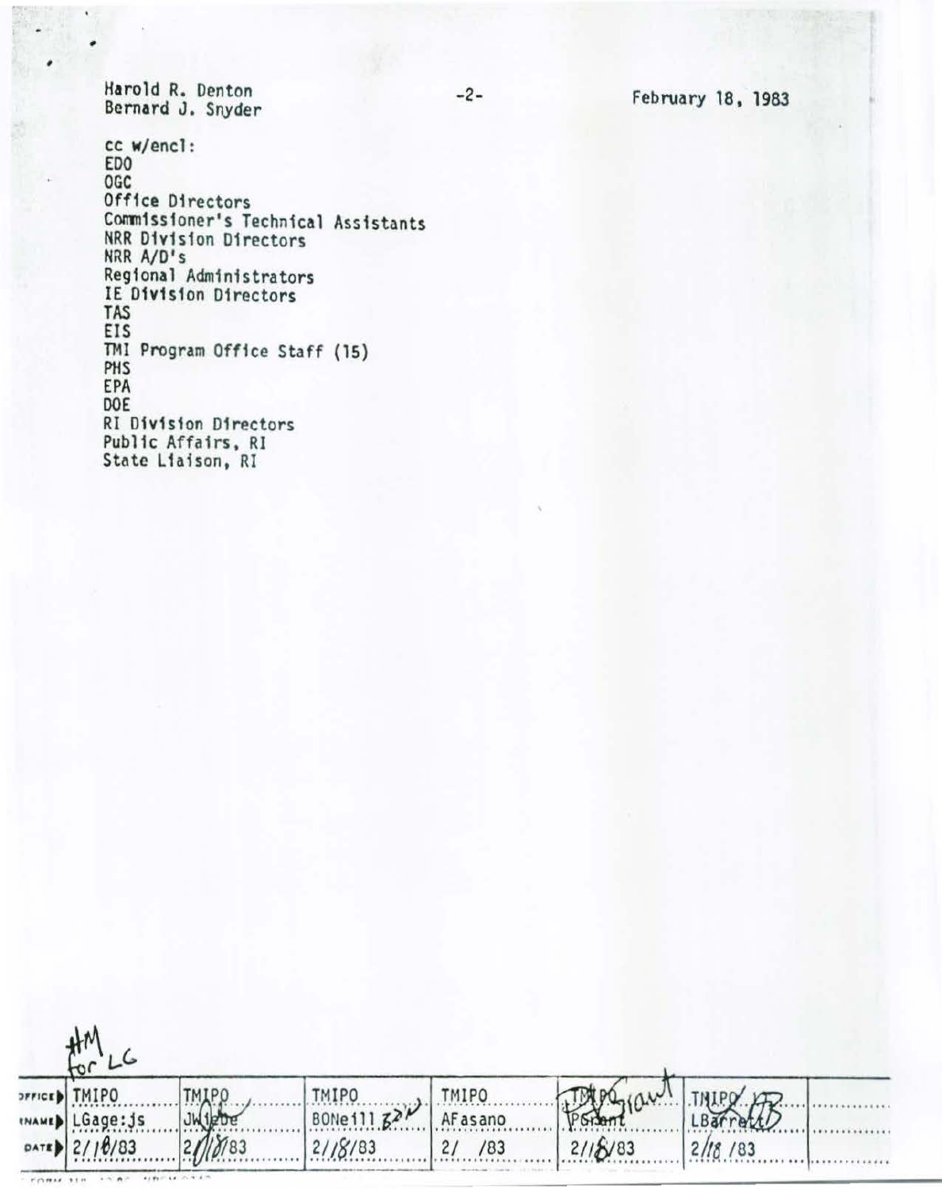Harold R. Denton
Bernard J. Snyder

February 18, 1983

cc w/encl:
EDO
OGC
Office Directors
Commissioner's Technical Assistants
NRR Division Directors
NRR A/D's
Regional Administrators
IE Division Directors
TAS
EIS
TMI Program Office Staff (15)
PHS
EPA
DOE
RI Division Directors
Public Affairs, RI
State Liaison, RI

HM for LG

| OFFICE | TMIPO | TMIPO | TMIPO | TMIPO | TMIPO | TMIPO | |
|---|---|---|---|---|---|---|---|
| SURNAME | LGage:js | JWiebe | BONeill | AFasano | PGrant | LBarrett | |
| DATE | 2/18/83 | 2/18/83 | 2/18/83 | 2/ /83 | 2/18/83 | 2/18/83 | |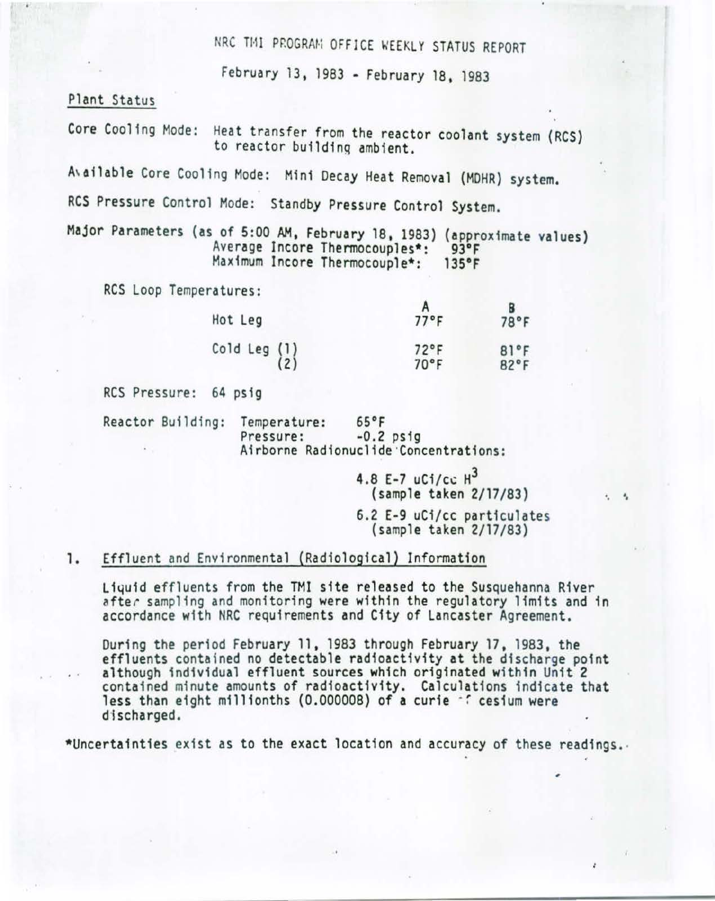NRC TMI PROGRAM OFFICE WEEKLY STATUS REPORT

February 13, 1983 - February 18, 1983

## Plant Status

Core Cooling Mode: Heat transfer from the reactor coolant system (RCS) to reactor building ambient.

Available Core Cooling Mode: Mini Decay Heat Removal (MDHR) system.

RCS Pressure Control Mode: Standby Pressure Control System.

Major Parameters (as of 5:00 AM, February 18, 1983) (approximate values)
Average Incore Thermocouples*: 93°F
Maximum Incore Thermocouple*: 135°F

RCS Loop Temperatures:

| | A | B |
|---|---|---|
| Hot Leg | 77°F | 78°F |
| Cold Leg (1) | 72°F | 81°F |
| (2) | 70°F | 82°F |

RCS Pressure: 64 psig

Reactor Building: Temperature: 65°F
Pressure: -0.2 psig
Airborne Radionuclide Concentrations:

4.8 E-7 uCi/cc $H^3$
(sample taken 2/17/83)

6.2 E-9 uCi/cc particulates
(sample taken 2/17/83)

## 1. Effluent and Environmental (Radiological) Information

Liquid effluents from the TMI site released to the Susquehanna River after sampling and monitoring were within the regulatory limits and in accordance with NRC requirements and City of Lancaster Agreement.

During the period February 11, 1983 through February 17, 1983, the effluents contained no detectable radioactivity at the discharge point although individual effluent sources which originated within Unit 2 contained minute amounts of radioactivity. Calculations indicate that less than eight millionths (0.000008) of a curie of cesium were discharged.

*Uncertainties exist as to the exact location and accuracy of these readings.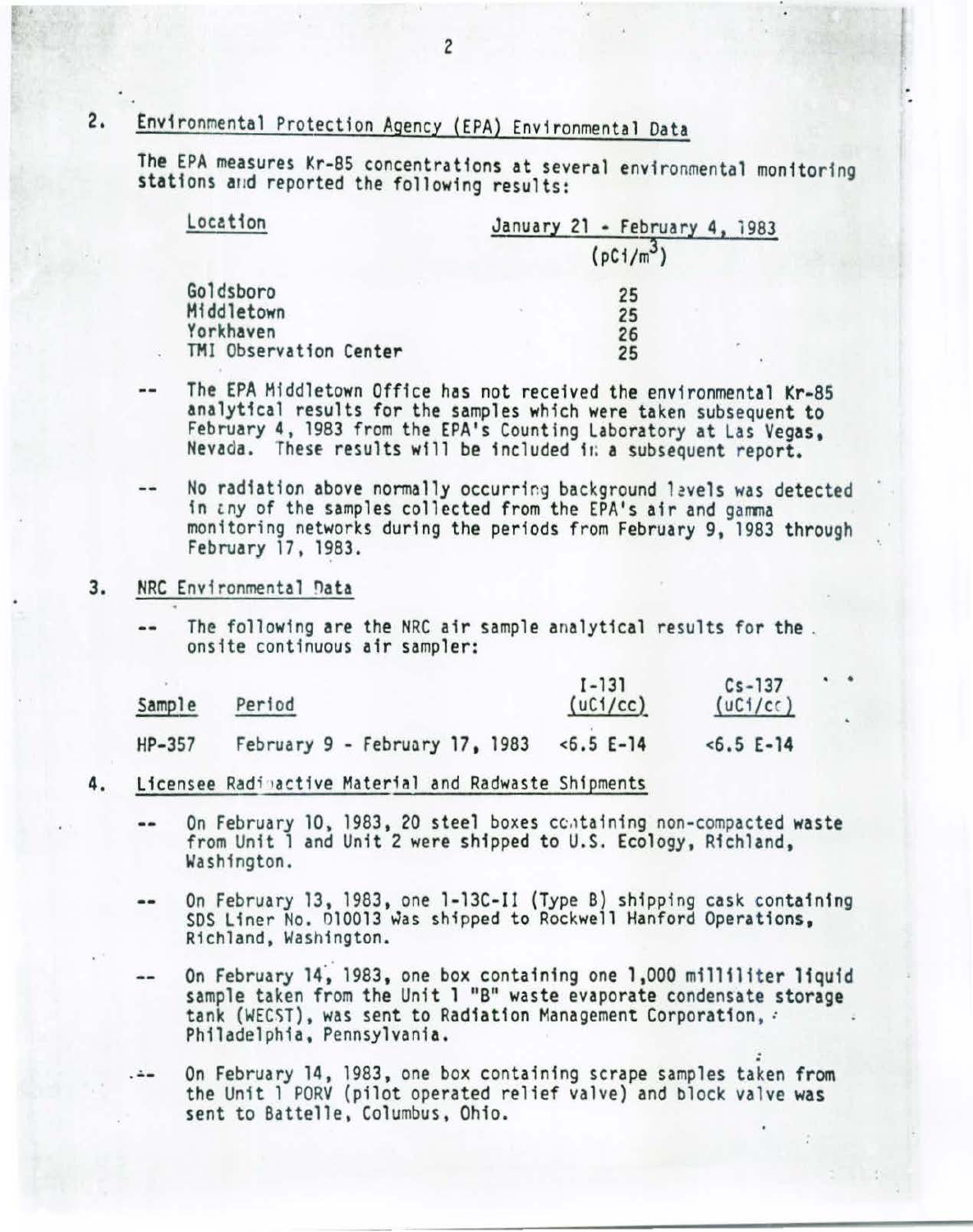2. Environmental Protection Agency (EPA) Environmental Data

The EPA measures Kr-85 concentrations at several environmental monitoring stations and reported the following results:

| Location | January 21 - February 4, 1983 ($pCi/m^3$) |
|---|---|
| Goldsboro | 25 |
| Middletown | 25 |
| Yorkhaven | 26 |
| TMI Observation Center | 25 |

-- The EPA Middletown Office has not received the environmental Kr-85 analytical results for the samples which were taken subsequent to February 4, 1983 from the EPA's Counting Laboratory at Las Vegas, Nevada. These results will be included in a subsequent report.

-- No radiation above normally occurring background levels was detected in any of the samples collected from the EPA's air and gamma monitoring networks during the periods from February 9, 1983 through February 17, 1983.

3. NRC Environmental Data

-- The following are the NRC air sample analytical results for the onsite continuous air sampler:

| Sample | Period | I-131 (uCi/cc) | Cs-137 (uCi/cc) |
|---|---|---|---|
| HP-357 | February 9 - February 17, 1983 | <6.5 E-14 | <6.5 E-14 |

4. Licensee Radioactive Material and Radwaste Shipments

-- On February 10, 1983, 20 steel boxes containing non-compacted waste from Unit 1 and Unit 2 were shipped to U.S. Ecology, Richland, Washington.

-- On February 13, 1983, one 1-13C-II (Type B) shipping cask containing SDS Liner No. D10013 was shipped to Rockwell Hanford Operations, Richland, Washington.

-- On February 14, 1983, one box containing one 1,000 milliliter liquid sample taken from the Unit 1 "B" waste evaporate condensate storage tank (WECST), was sent to Radiation Management Corporation, Philadelphia, Pennsylvania.

-- On February 14, 1983, one box containing scrape samples taken from the Unit 1 PORV (pilot operated relief valve) and block valve was sent to Battelle, Columbus, Ohio.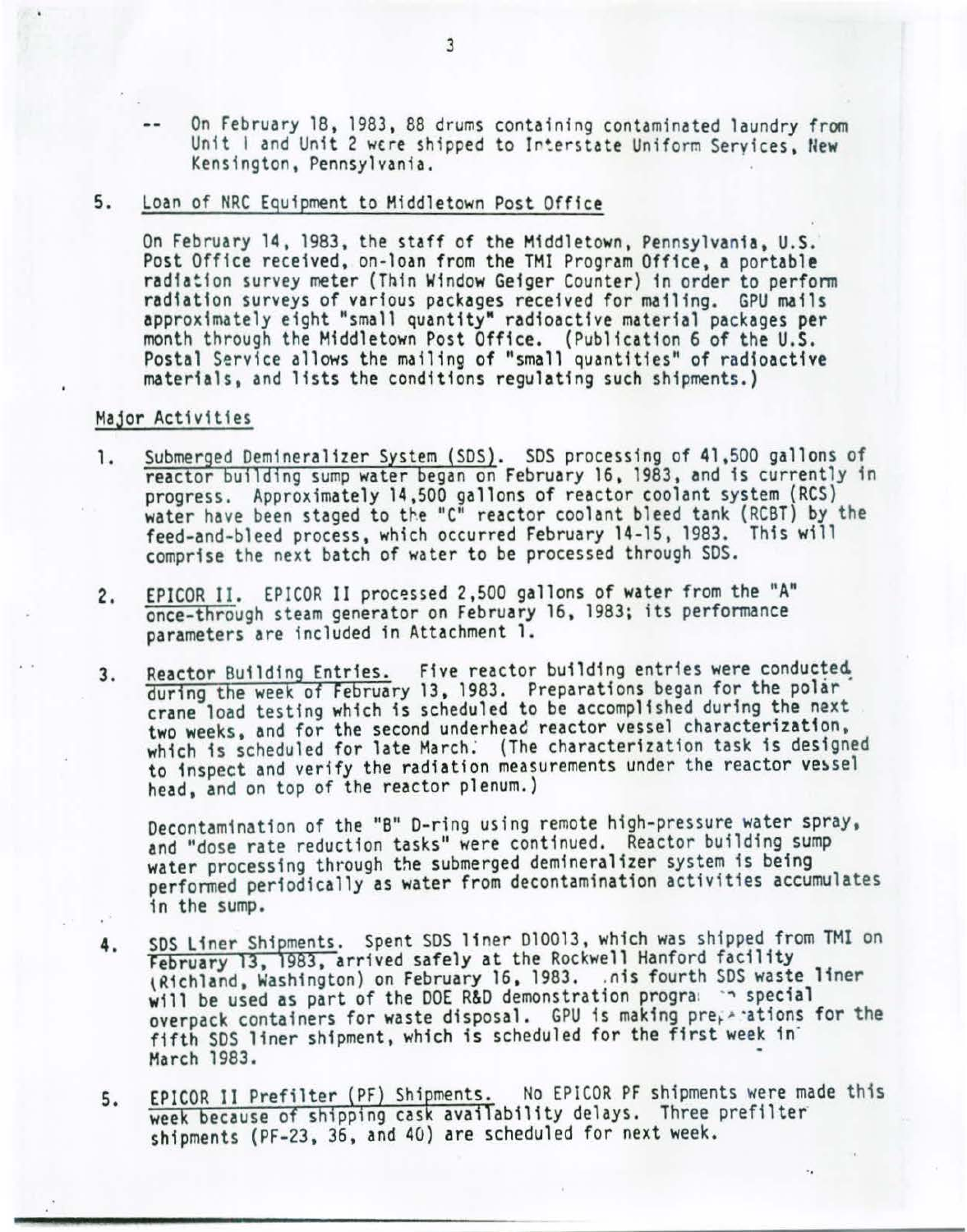-- On February 18, 1983, 88 drums containing contaminated laundry from Unit 1 and Unit 2 were shipped to Interstate Uniform Services, New Kensington, Pennsylvania.

5. Loan of NRC Equipment to Middletown Post Office

On February 14, 1983, the staff of the Middletown, Pennsylvania, U.S. Post Office received, on-loan from the TMI Program Office, a portable radiation survey meter (Thin Window Geiger Counter) in order to perform radiation surveys of various packages received for mailing. GPU mails approximately eight "small quantity" radioactive material packages per month through the Middletown Post Office. (Publication 6 of the U.S. Postal Service allows the mailing of "small quantities" of radioactive materials, and lists the conditions regulating such shipments.)

## Major Activities

1. Submerged Demineralizer System (SDS). SDS processing of 41,500 gallons of reactor building sump water began on February 16, 1983, and is currently in progress. Approximately 14,500 gallons of reactor coolant system (RCS) water have been staged to the "C" reactor coolant bleed tank (RCBT) by the feed-and-bleed process, which occurred February 14-15, 1983. This will comprise the next batch of water to be processed through SDS.

2. EPICOR II. EPICOR II processed 2,500 gallons of water from the "A" once-through steam generator on February 16, 1983; its performance parameters are included in Attachment 1.

3. Reactor Building Entries. Five reactor building entries were conducted during the week of February 13, 1983. Preparations began for the polar crane load testing which is scheduled to be accomplished during the next two weeks, and for the second underhead reactor vessel characterization, which is scheduled for late March. (The characterization task is designed to inspect and verify the radiation measurements under the reactor vessel head, and on top of the reactor plenum.)

   Decontamination of the "B" D-ring using remote high-pressure water spray, and "dose rate reduction tasks" were continued. Reactor building sump water processing through the submerged demineralizer system is being performed periodically as water from decontamination activities accumulates in the sump.

4. SDS Liner Shipments. Spent SDS liner D10013, which was shipped from TMI on February 13, 1983, arrived safely at the Rockwell Hanford facility (Richland, Washington) on February 16, 1983. This fourth SDS waste liner will be used as part of the DOE R&D demonstration program on special overpack containers for waste disposal. GPU is making preparations for the fifth SDS liner shipment, which is scheduled for the first week in March 1983.

5. EPICOR II Prefilter (PF) Shipments. No EPICOR PF shipments were made this week because of shipping cask availability delays. Three prefilter shipments (PF-23, 36, and 40) are scheduled for next week.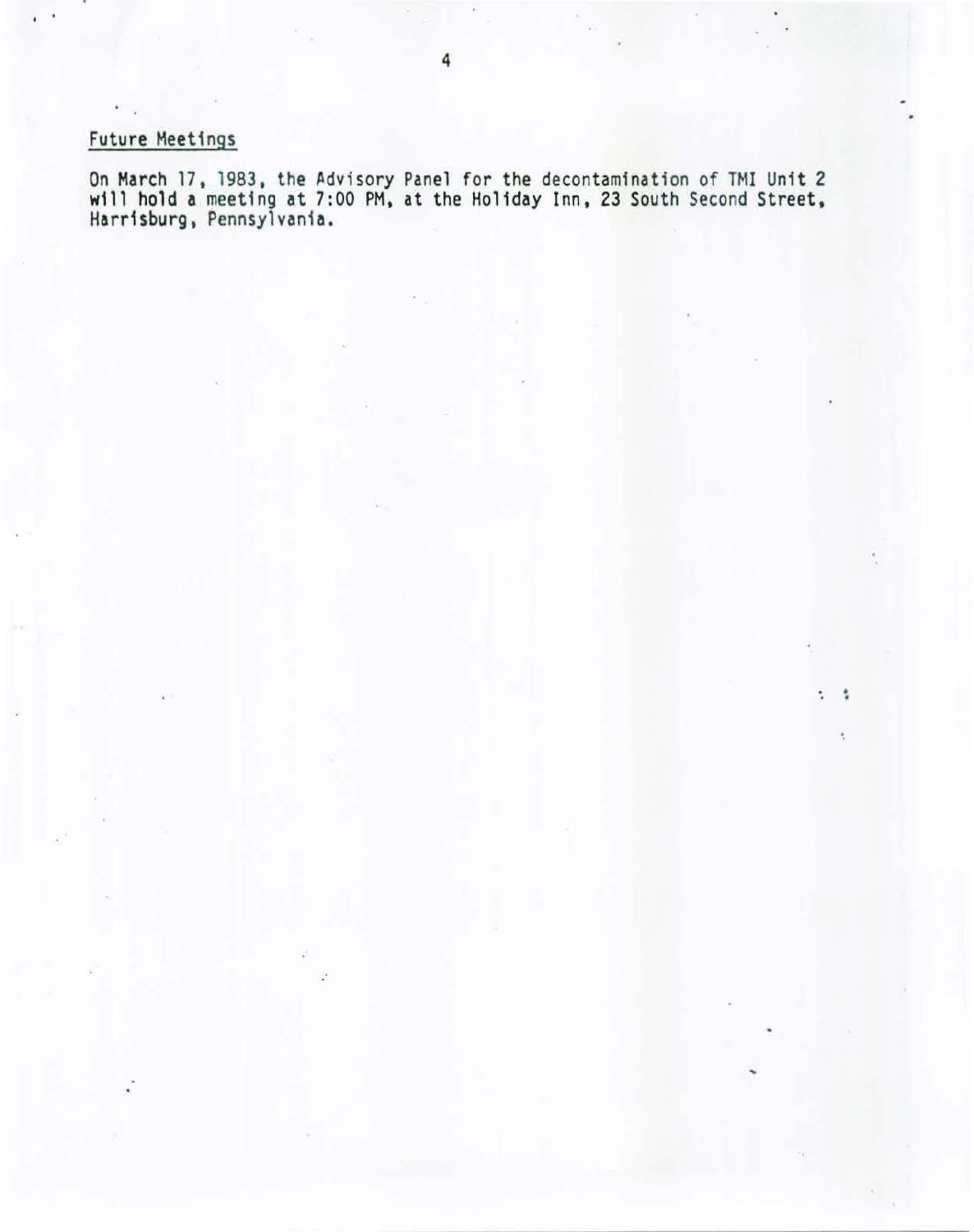## Future Meetings

On March 17, 1983, the Advisory Panel for the decontamination of TMI Unit 2 will hold a meeting at 7:00 PM, at the Holiday Inn, 23 South Second Street, Harrisburg, Pennsylvania.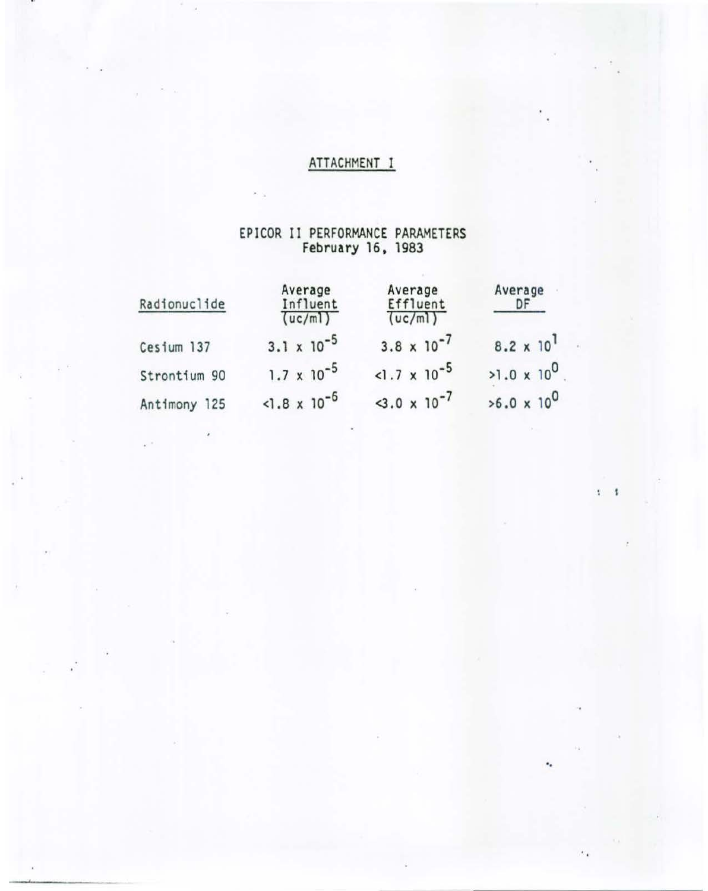# ATTACHMENT I

## EPICOR II PERFORMANCE PARAMETERS
February 16, 1983

| Radionuclide | Average Influent (uc/ml) | Average Effluent (uc/ml) | Average DF |
|---|---|---|---|
| Cesium 137 | $3.1 \times 10^{-5}$ | $3.8 \times 10^{-7}$ | $8.2 \times 10^{1}$ |
| Strontium 90 | $1.7 \times 10^{-5}$ | $<1.7 \times 10^{-5}$ | $>1.0 \times 10^{0}$ |
| Antimony 125 | $<1.8 \times 10^{-6}$ | $<3.0 \times 10^{-7}$ | $>6.0 \times 10^{0}$ |